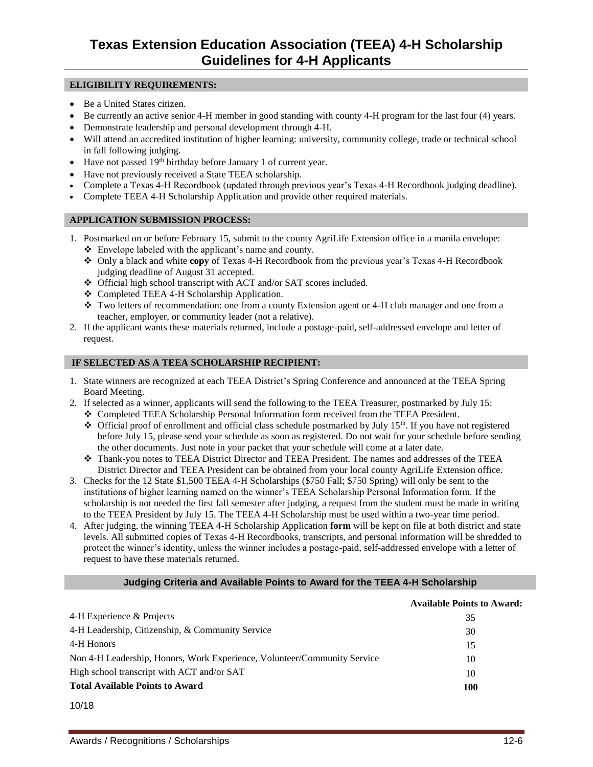# Texas Extension Education Association (TEEA) 4-H Scholarship Guidelines for 4-H Applicants

## ELIGIBILITY REQUIREMENTS:

- Be a United States citizen.
- Be currently an active senior 4-H member in good standing with county 4-H program for the last four (4) years.
- Demonstrate leadership and personal development through 4-H.
- Will attend an accredited institution of higher learning: university, community college, trade or technical school in fall following judging.
- Have not passed 19th birthday before January 1 of current year.
- Have not previously received a State TEEA scholarship.
- Complete a Texas 4-H Recordbook (updated through previous year's Texas 4-H Recordbook judging deadline).
- Complete TEEA 4-H Scholarship Application and provide other required materials.

## APPLICATION SUBMISSION PROCESS:

1. Postmarked on or before February 15, submit to the county AgriLife Extension office in a manila envelope:
   - Envelope labeled with the applicant's name and county.
   - Only a black and white **copy** of Texas 4-H Recordbook from the previous year's Texas 4-H Recordbook judging deadline of August 31 accepted.
   - Official high school transcript with ACT and/or SAT scores included.
   - Completed TEEA 4-H Scholarship Application.
   - Two letters of recommendation: one from a county Extension agent or 4-H club manager and one from a teacher, employer, or community leader (not a relative).
2. If the applicant wants these materials returned, include a postage-paid, self-addressed envelope and letter of request.

## IF SELECTED AS A TEEA SCHOLARSHIP RECIPIENT:

1. State winners are recognized at each TEEA District's Spring Conference and announced at the TEEA Spring Board Meeting.
2. If selected as a winner, applicants will send the following to the TEEA Treasurer, postmarked by July 15:
   - Completed TEEA Scholarship Personal Information form received from the TEEA President.
   - Official proof of enrollment and official class schedule postmarked by July 15th. If you have not registered before July 15, please send your schedule as soon as registered. Do not wait for your schedule before sending the other documents. Just note in your packet that your schedule will come at a later date.
   - Thank-you notes to TEEA District Director and TEEA President. The names and addresses of the TEEA District Director and TEEA President can be obtained from your local county AgriLife Extension office.
3. Checks for the 12 State $1,500 TEEA 4-H Scholarships ($750 Fall; $750 Spring) will only be sent to the institutions of higher learning named on the winner's TEEA Scholarship Personal Information form. If the scholarship is not needed the first fall semester after judging, a request from the student must be made in writing to the TEEA President by July 15. The TEEA 4-H Scholarship must be used within a two-year time period.
4. After judging, the winning TEEA 4-H Scholarship Application **form** will be kept on file at both district and state levels. All submitted copies of Texas 4-H Recordbooks, transcripts, and personal information will be shredded to protect the winner's identity, unless the winner includes a postage-paid, self-addressed envelope with a letter of request to have these materials returned.

## Judging Criteria and Available Points to Award for the TEEA 4-H Scholarship

| | Available Points to Award: |
|---|---|
| 4-H Experience & Projects | 35 |
| 4-H Leadership, Citizenship, & Community Service | 30 |
| 4-H Honors | 15 |
| Non 4-H Leadership, Honors, Work Experience, Volunteer/Community Service | 10 |
| High school transcript with ACT and/or SAT | 10 |
| **Total Available Points to Award** | **100** |

10/18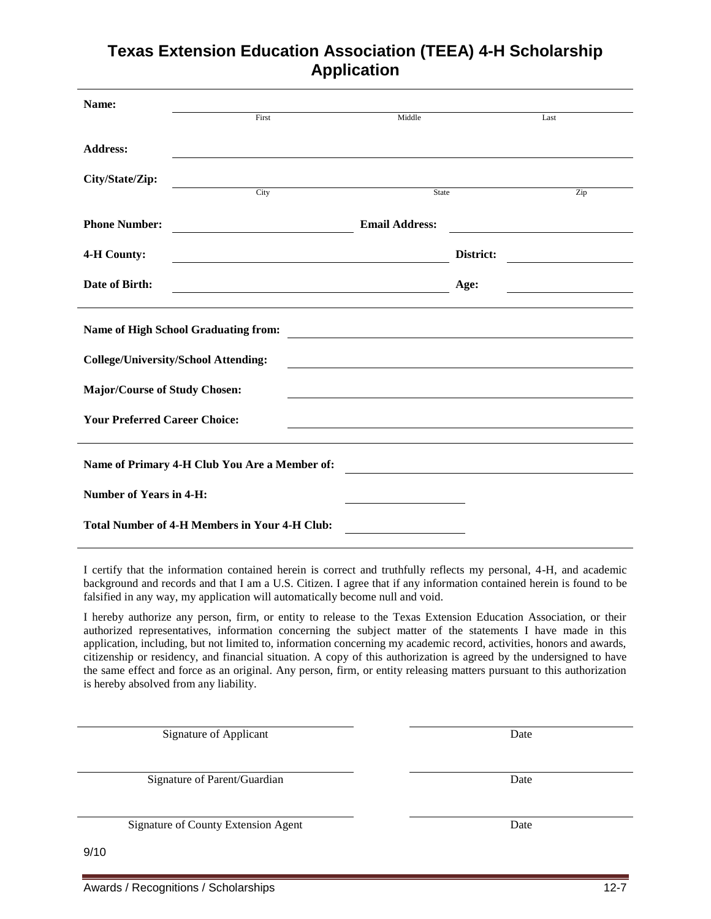# Texas Extension Education Association (TEEA) 4-H Scholarship Application

**Name:** ______________________________________________
First — Middle — Last

**Address:** ______________________________________________

**City/State/Zip:** ______________________________________________
City — State — Zip

**Phone Number:** ____________________ **Email Address:** ____________________

**4-H County:** ____________________ **District:** ____________________

**Date of Birth:** ____________________ **Age:** ____________________

**Name of High School Graduating from:** ______________________________

**College/University/School Attending:** ______________________________

**Major/Course of Study Chosen:** ______________________________

**Your Preferred Career Choice:** ______________________________

**Name of Primary 4-H Club You Are a Member of:** ______________________________

**Number of Years in 4-H:** ____________________

**Total Number of 4-H Members in Your 4-H Club:** ____________________

I certify that the information contained herein is correct and truthfully reflects my personal, 4-H, and academic background and records and that I am a U.S. Citizen. I agree that if any information contained herein is found to be falsified in any way, my application will automatically become null and void.

I hereby authorize any person, firm, or entity to release to the Texas Extension Education Association, or their authorized representatives, information concerning the subject matter of the statements I have made in this application, including, but not limited to, information concerning my academic record, activities, honors and awards, citizenship or residency, and financial situation. A copy of this authorization is agreed by the undersigned to have the same effect and force as an original. Any person, firm, or entity releasing matters pursuant to this authorization is hereby absolved from any liability.

______________________________ ____________________
Signature of Applicant — Date

______________________________ ____________________
Signature of Parent/Guardian — Date

______________________________ ____________________
Signature of County Extension Agent — Date

9/10